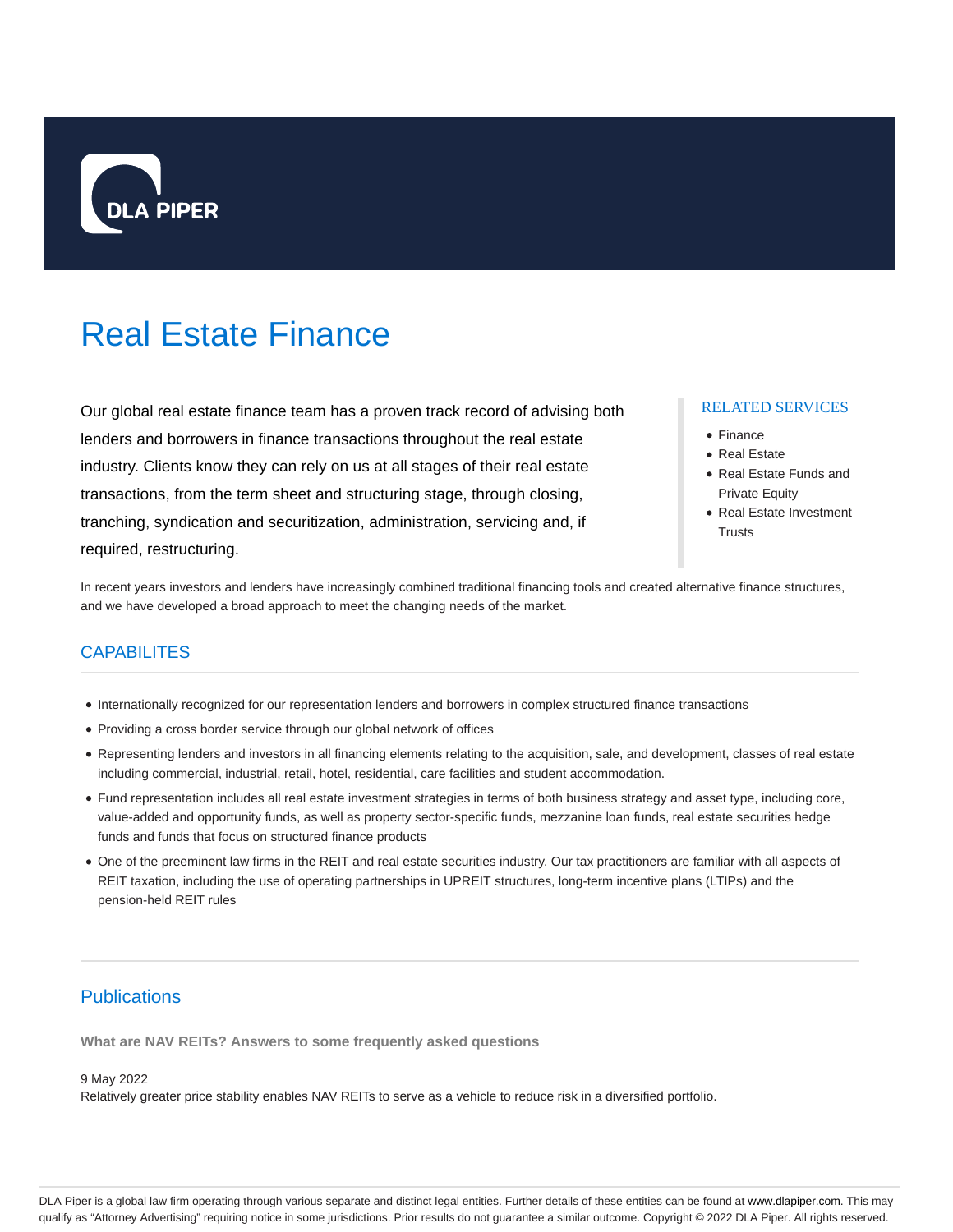DLA PIPER

# Real Estate Finance

Our global real estate finance team has a proven track record of advising both lenders and borrowers in finance transactions throughout the real estate industry. Clients know they can rely on us at all stages of their real estate transactions, from the term sheet and structuring stage, through closing, tranching, syndication and securitization, administration, servicing and, if required, restructuring.

### RELATED SERVICES

- Finance
- Real Estate
- Real Estate Funds and Private Equity
- Real Estate Investment Trusts

In recent years investors and lenders have increasingly combined traditional financing tools and created alternative finance structures, and we have developed a broad approach to meet the changing needs of the market.

## CAPABILITES

- Internationally recognized for our representation lenders and borrowers in complex structured finance transactions
- Providing a cross border service through our global network of offices
- Representing lenders and investors in all financing elements relating to the acquisition, sale, and development, classes of real estate including commercial, industrial, retail, hotel, residential, care facilities and student accommodation.
- Fund representation includes all real estate investment strategies in terms of both business strategy and asset type, including core, value-added and opportunity funds, as well as property sector-specific funds, mezzanine loan funds, real estate securities hedge funds and funds that focus on structured finance products
- One of the preeminent law firms in the REIT and real estate securities industry. Our tax practitioners are familiar with all aspects of REIT taxation, including the use of operating partnerships in UPREIT structures, long-term incentive plans (LTIPs) and the pension-held REIT rules

## Publications

**What are NAV REITs? Answers to some frequently asked questions**

9 May 2022
Relatively greater price stability enables NAV REITs to serve as a vehicle to reduce risk in a diversified portfolio.

DLA Piper is a global law firm operating through various separate and distinct legal entities. Further details of these entities can be found at www.dlapiper.com. This may qualify as “Attorney Advertising” requiring notice in some jurisdictions. Prior results do not guarantee a similar outcome. Copyright © 2022 DLA Piper. All rights reserved.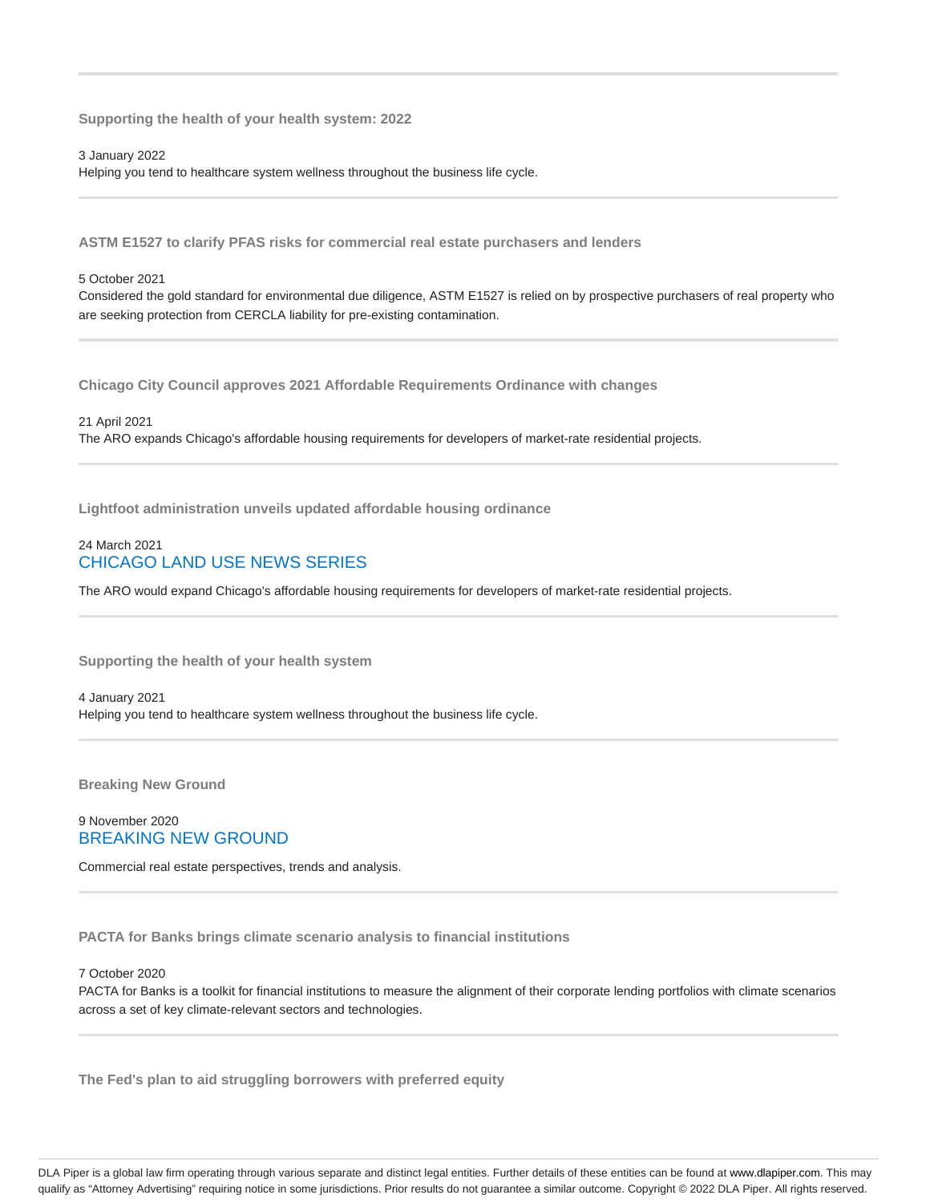---

### Supporting the health of your health system: 2022

3 January 2022

Helping you tend to healthcare system wellness throughout the business life cycle.

---

### ASTM E1527 to clarify PFAS risks for commercial real estate purchasers and lenders

5 October 2021

Considered the gold standard for environmental due diligence, ASTM E1527 is relied on by prospective purchasers of real property who are seeking protection from CERCLA liability for pre-existing contamination.

---

### Chicago City Council approves 2021 Affordable Requirements Ordinance with changes

21 April 2021

The ARO expands Chicago's affordable housing requirements for developers of market-rate residential projects.

---

### Lightfoot administration unveils updated affordable housing ordinance

24 March 2021

CHICAGO LAND USE NEWS SERIES

The ARO would expand Chicago's affordable housing requirements for developers of market-rate residential projects.

---

### Supporting the health of your health system

4 January 2021

Helping you tend to healthcare system wellness throughout the business life cycle.

---

### Breaking New Ground

9 November 2020

BREAKING NEW GROUND

Commercial real estate perspectives, trends and analysis.

---

### PACTA for Banks brings climate scenario analysis to financial institutions

7 October 2020

PACTA for Banks is a toolkit for financial institutions to measure the alignment of their corporate lending portfolios with climate scenarios across a set of key climate-relevant sectors and technologies.

---

### The Fed's plan to aid struggling borrowers with preferred equity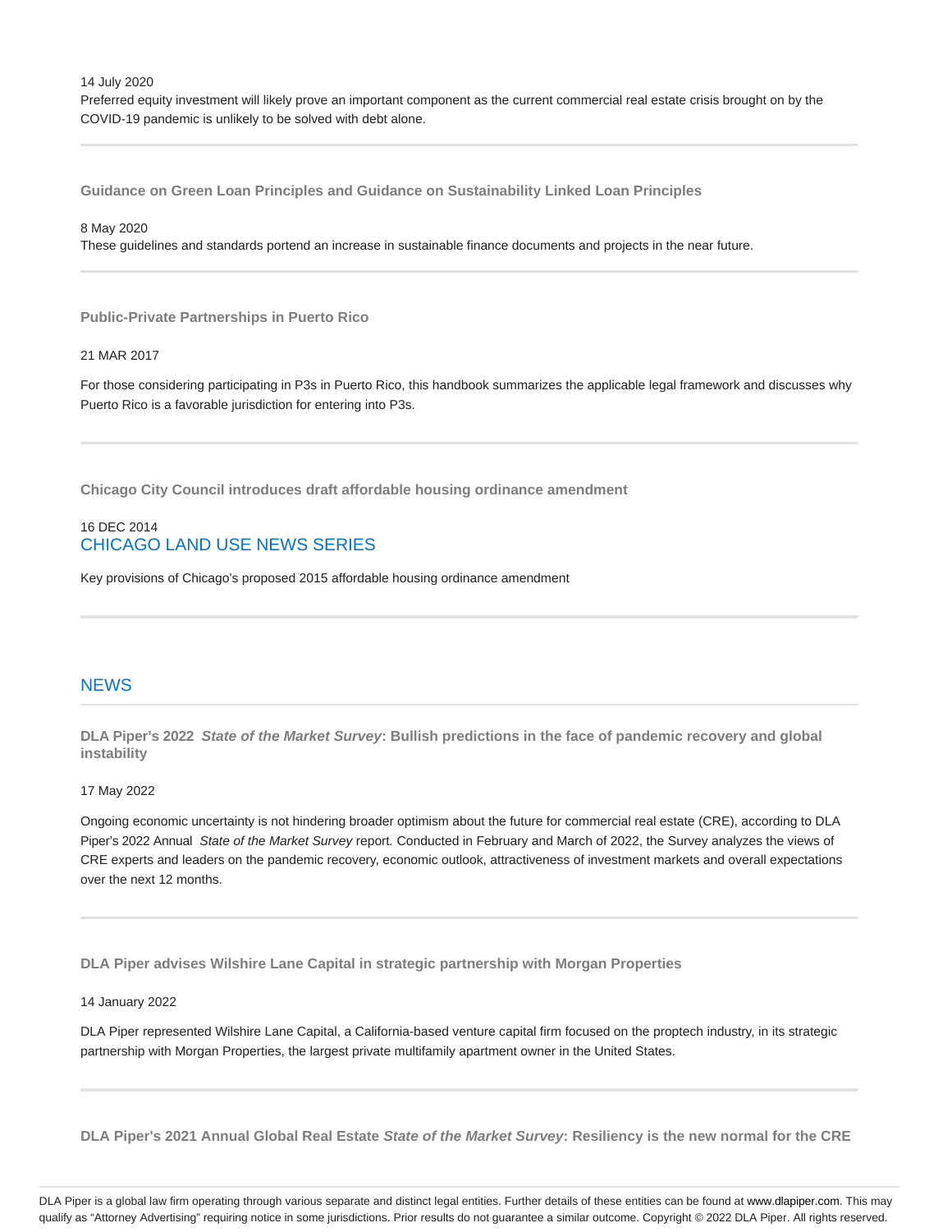14 July 2020

Preferred equity investment will likely prove an important component as the current commercial real estate crisis brought on by the COVID-19 pandemic is unlikely to be solved with debt alone.

---

**Guidance on Green Loan Principles and Guidance on Sustainability Linked Loan Principles**

8 May 2020

These guidelines and standards portend an increase in sustainable finance documents and projects in the near future.

---

**Public-Private Partnerships in Puerto Rico**

21 MAR 2017

For those considering participating in P3s in Puerto Rico, this handbook summarizes the applicable legal framework and discusses why Puerto Rico is a favorable jurisdiction for entering into P3s.

---

**Chicago City Council introduces draft affordable housing ordinance amendment**

16 DEC 2014

CHICAGO LAND USE NEWS SERIES

Key provisions of Chicago's proposed 2015 affordable housing ordinance amendment

---

## NEWS

**DLA Piper's 2022 *State of the Market Survey*: Bullish predictions in the face of pandemic recovery and global instability**

17 May 2022

Ongoing economic uncertainty is not hindering broader optimism about the future for commercial real estate (CRE), according to DLA Piper's 2022 Annual *State of the Market Survey* report. Conducted in February and March of 2022, the Survey analyzes the views of CRE experts and leaders on the pandemic recovery, economic outlook, attractiveness of investment markets and overall expectations over the next 12 months.

---

**DLA Piper advises Wilshire Lane Capital in strategic partnership with Morgan Properties**

14 January 2022

DLA Piper represented Wilshire Lane Capital, a California-based venture capital firm focused on the proptech industry, in its strategic partnership with Morgan Properties, the largest private multifamily apartment owner in the United States.

---

**DLA Piper's 2021 Annual Global Real Estate *State of the Market Survey*: Resiliency is the new normal for the CRE**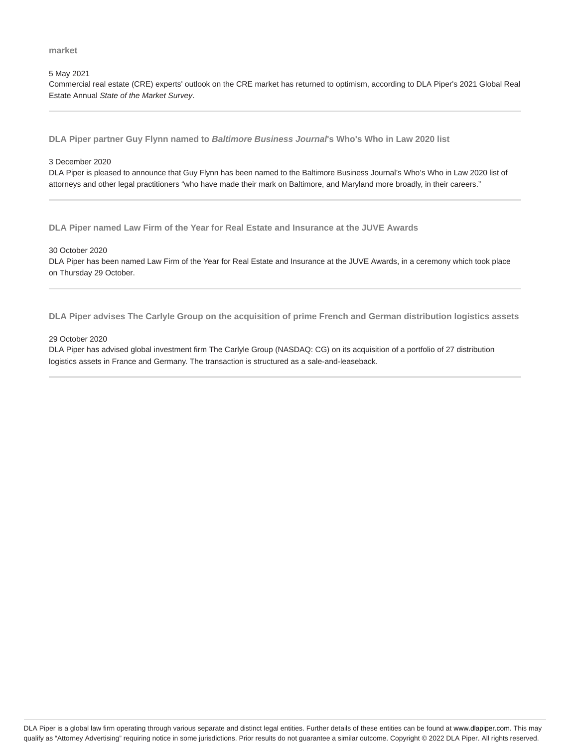**market**

5 May 2021
Commercial real estate (CRE) experts' outlook on the CRE market has returned to optimism, according to DLA Piper's 2021 Global Real Estate Annual *State of the Market Survey*.

---

**DLA Piper partner Guy Flynn named to *Baltimore Business Journal*'s Who's Who in Law 2020 list**

3 December 2020
DLA Piper is pleased to announce that Guy Flynn has been named to the Baltimore Business Journal's Who's Who in Law 2020 list of attorneys and other legal practitioners "who have made their mark on Baltimore, and Maryland more broadly, in their careers."

---

**DLA Piper named Law Firm of the Year for Real Estate and Insurance at the JUVE Awards**

30 October 2020
DLA Piper has been named Law Firm of the Year for Real Estate and Insurance at the JUVE Awards, in a ceremony which took place on Thursday 29 October.

---

**DLA Piper advises The Carlyle Group on the acquisition of prime French and German distribution logistics assets**

29 October 2020
DLA Piper has advised global investment firm The Carlyle Group (NASDAQ: CG) on its acquisition of a portfolio of 27 distribution logistics assets in France and Germany. The transaction is structured as a sale-and-leaseback.

---

DLA Piper is a global law firm operating through various separate and distinct legal entities. Further details of these entities can be found at www.dlapiper.com. This may qualify as "Attorney Advertising" requiring notice in some jurisdictions. Prior results do not guarantee a similar outcome. Copyright © 2022 DLA Piper. All rights reserved.